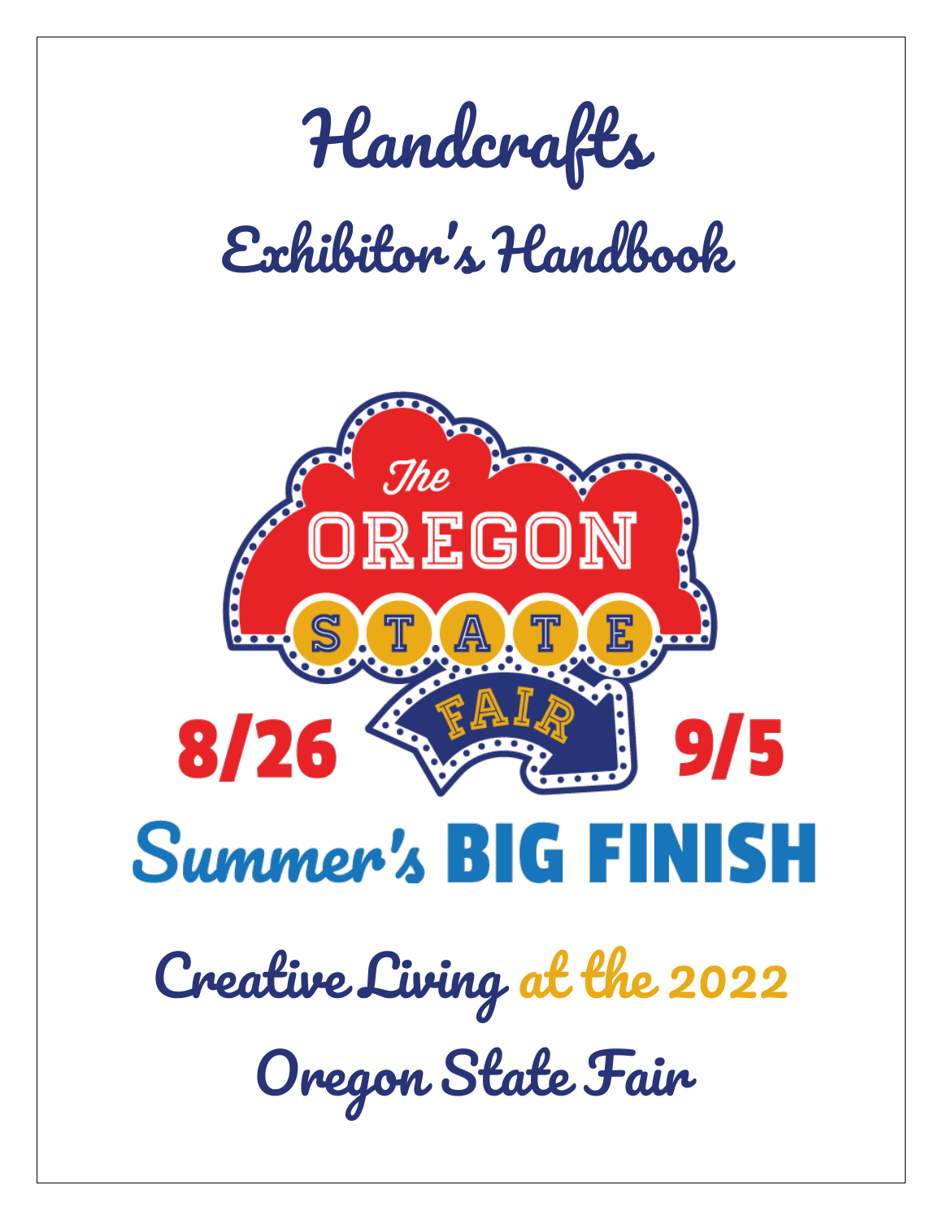# Handcrafts

## Exhibitor's Handbook

The OREGON STATE FAIR

8/26 9/5

Summer's BIG FINISH

## Creative Living at the 2022

## Oregon State Fair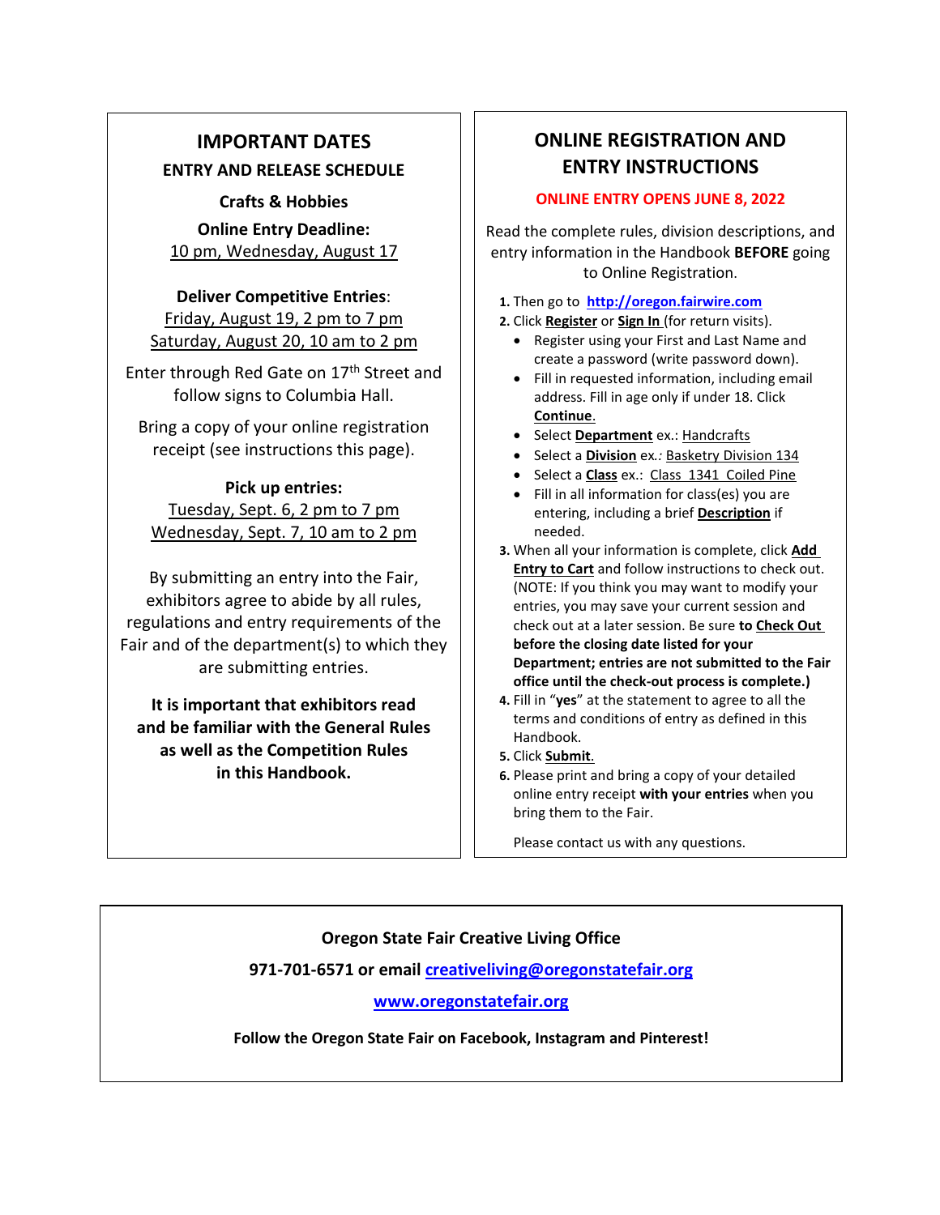## IMPORTANT DATES

### ENTRY AND RELEASE SCHEDULE

**Crafts & Hobbies**

**Online Entry Deadline:**
10 pm, Wednesday, August 17

**Deliver Competitive Entries:**
Friday, August 19, 2 pm to 7 pm
Saturday, August 20, 10 am to 2 pm

Enter through Red Gate on 17th Street and follow signs to Columbia Hall.

Bring a copy of your online registration receipt (see instructions this page).

**Pick up entries:**
Tuesday, Sept. 6, 2 pm to 7 pm
Wednesday, Sept. 7, 10 am to 2 pm

By submitting an entry into the Fair, exhibitors agree to abide by all rules, regulations and entry requirements of the Fair and of the department(s) to which they are submitting entries.

**It is important that exhibitors read and be familiar with the General Rules as well as the Competition Rules in this Handbook.**

## ONLINE REGISTRATION AND ENTRY INSTRUCTIONS

**ONLINE ENTRY OPENS JUNE 8, 2022**

Read the complete rules, division descriptions, and entry information in the Handbook **BEFORE** going to Online Registration.

1. Then go to [http://oregon.fairwire.com](http://oregon.fairwire.com)
2. Click **Register** or **Sign In** (for return visits).
   - Register using your First and Last Name and create a password (write password down).
   - Fill in requested information, including email address. Fill in age only if under 18. Click **Continue**.
   - Select **Department** ex.: Handcrafts
   - Select a **Division** ex.: Basketry Division 134
   - Select a **Class** ex.: Class 1341 Coiled Pine
   - Fill in all information for class(es) you are entering, including a brief **Description** if needed.
3. When all your information is complete, click **Add Entry to Cart** and follow instructions to check out. (NOTE: If you think you may want to modify your entries, you may save your current session and check out at a later session. Be sure **to Check Out before the closing date listed for your Department; entries are not submitted to the Fair office until the check-out process is complete.)**
4. Fill in "**yes**" at the statement to agree to all the terms and conditions of entry as defined in this Handbook.
5. Click **Submit**.
6. Please print and bring a copy of your detailed online entry receipt **with your entries** when you bring them to the Fair.

Please contact us with any questions.

**Oregon State Fair Creative Living Office**

**971-701-6571 or email [creativeliving@oregonstatefair.org](mailto:creativeliving@oregonstatefair.org)**

**[www.oregonstatefair.org](http://www.oregonstatefair.org)**

**Follow the Oregon State Fair on Facebook, Instagram and Pinterest!**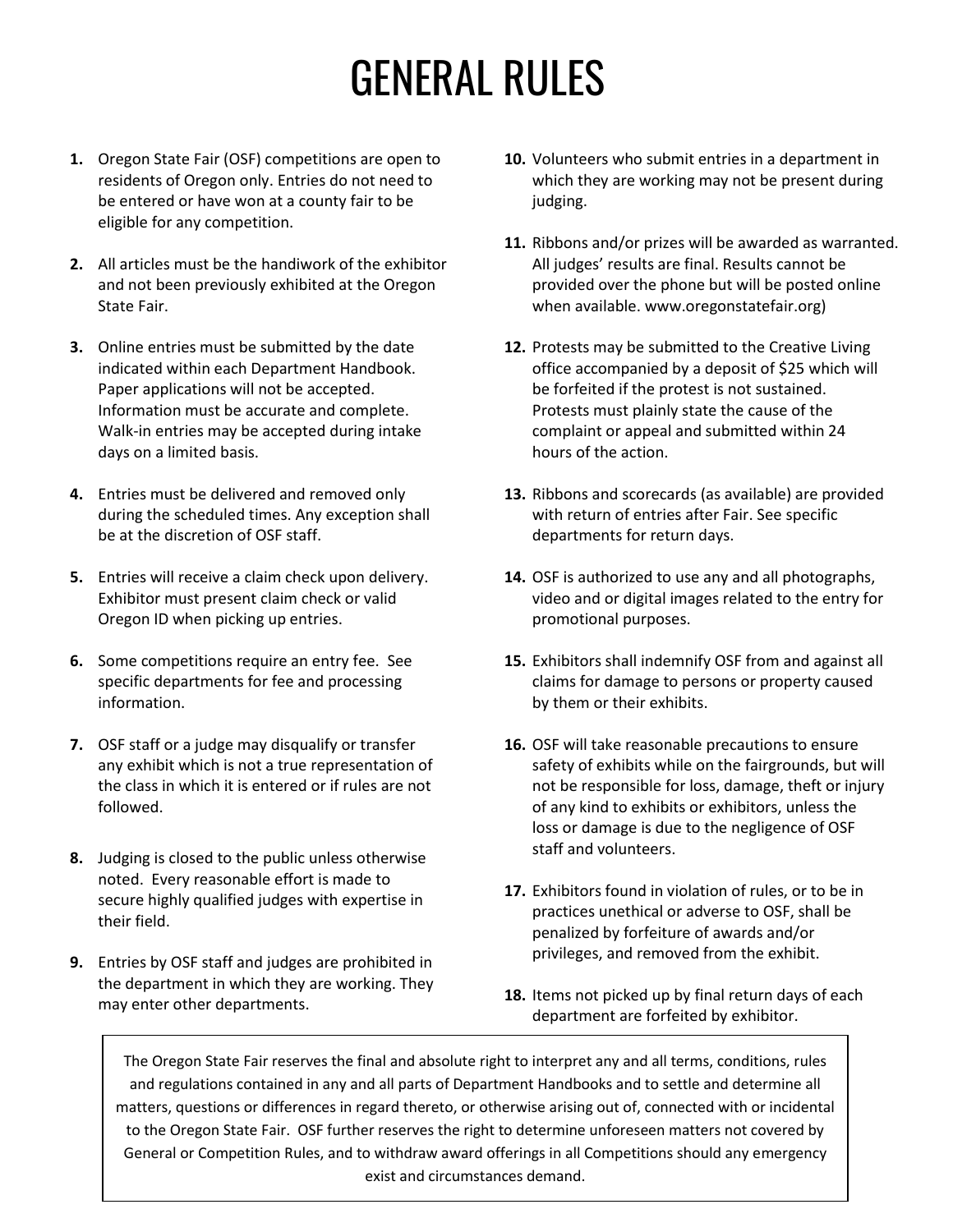# GENERAL RULES

1. Oregon State Fair (OSF) competitions are open to residents of Oregon only. Entries do not need to be entered or have won at a county fair to be eligible for any competition.

2. All articles must be the handiwork of the exhibitor and not been previously exhibited at the Oregon State Fair.

3. Online entries must be submitted by the date indicated within each Department Handbook. Paper applications will not be accepted. Information must be accurate and complete. Walk-in entries may be accepted during intake days on a limited basis.

4. Entries must be delivered and removed only during the scheduled times. Any exception shall be at the discretion of OSF staff.

5. Entries will receive a claim check upon delivery. Exhibitor must present claim check or valid Oregon ID when picking up entries.

6. Some competitions require an entry fee. See specific departments for fee and processing information.

7. OSF staff or a judge may disqualify or transfer any exhibit which is not a true representation of the class in which it is entered or if rules are not followed.

8. Judging is closed to the public unless otherwise noted. Every reasonable effort is made to secure highly qualified judges with expertise in their field.

9. Entries by OSF staff and judges are prohibited in the department in which they are working. They may enter other departments.

10. Volunteers who submit entries in a department in which they are working may not be present during judging.

11. Ribbons and/or prizes will be awarded as warranted. All judges' results are final. Results cannot be provided over the phone but will be posted online when available. www.oregonstatefair.org)

12. Protests may be submitted to the Creative Living office accompanied by a deposit of $25 which will be forfeited if the protest is not sustained. Protests must plainly state the cause of the complaint or appeal and submitted within 24 hours of the action.

13. Ribbons and scorecards (as available) are provided with return of entries after Fair. See specific departments for return days.

14. OSF is authorized to use any and all photographs, video and or digital images related to the entry for promotional purposes.

15. Exhibitors shall indemnify OSF from and against all claims for damage to persons or property caused by them or their exhibits.

16. OSF will take reasonable precautions to ensure safety of exhibits while on the fairgrounds, but will not be responsible for loss, damage, theft or injury of any kind to exhibits or exhibitors, unless the loss or damage is due to the negligence of OSF staff and volunteers.

17. Exhibitors found in violation of rules, or to be in practices unethical or adverse to OSF, shall be penalized by forfeiture of awards and/or privileges, and removed from the exhibit.

18. Items not picked up by final return days of each department are forfeited by exhibitor.

The Oregon State Fair reserves the final and absolute right to interpret any and all terms, conditions, rules and regulations contained in any and all parts of Department Handbooks and to settle and determine all matters, questions or differences in regard thereto, or otherwise arising out of, connected with or incidental to the Oregon State Fair. OSF further reserves the right to determine unforeseen matters not covered by General or Competition Rules, and to withdraw award offerings in all Competitions should any emergency exist and circumstances demand.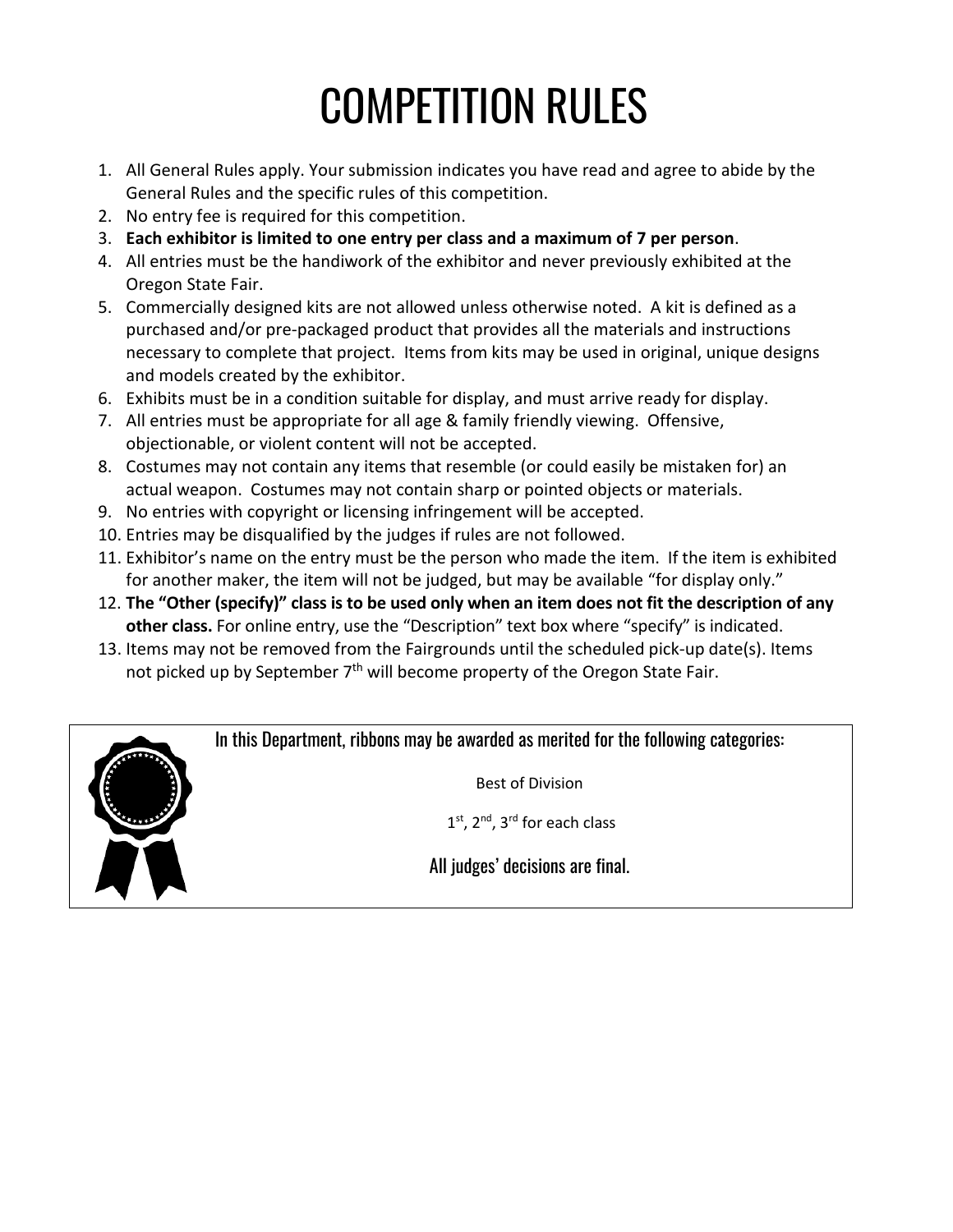# COMPETITION RULES

1. All General Rules apply. Your submission indicates you have read and agree to abide by the General Rules and the specific rules of this competition.
2. No entry fee is required for this competition.
3. **Each exhibitor is limited to one entry per class and a maximum of 7 per person**.
4. All entries must be the handiwork of the exhibitor and never previously exhibited at the Oregon State Fair.
5. Commercially designed kits are not allowed unless otherwise noted. A kit is defined as a purchased and/or pre-packaged product that provides all the materials and instructions necessary to complete that project. Items from kits may be used in original, unique designs and models created by the exhibitor.
6. Exhibits must be in a condition suitable for display, and must arrive ready for display.
7. All entries must be appropriate for all age & family friendly viewing. Offensive, objectionable, or violent content will not be accepted.
8. Costumes may not contain any items that resemble (or could easily be mistaken for) an actual weapon. Costumes may not contain sharp or pointed objects or materials.
9. No entries with copyright or licensing infringement will be accepted.
10. Entries may be disqualified by the judges if rules are not followed.
11. Exhibitor's name on the entry must be the person who made the item. If the item is exhibited for another maker, the item will not be judged, but may be available "for display only."
12. **The "Other (specify)" class is to be used only when an item does not fit the description of any other class.** For online entry, use the "Description" text box where "specify" is indicated.
13. Items may not be removed from the Fairgrounds until the scheduled pick-up date(s). Items not picked up by September 7th will become property of the Oregon State Fair.

In this Department, ribbons may be awarded as merited for the following categories:

Best of Division

1st, 2nd, 3rd for each class

All judges' decisions are final.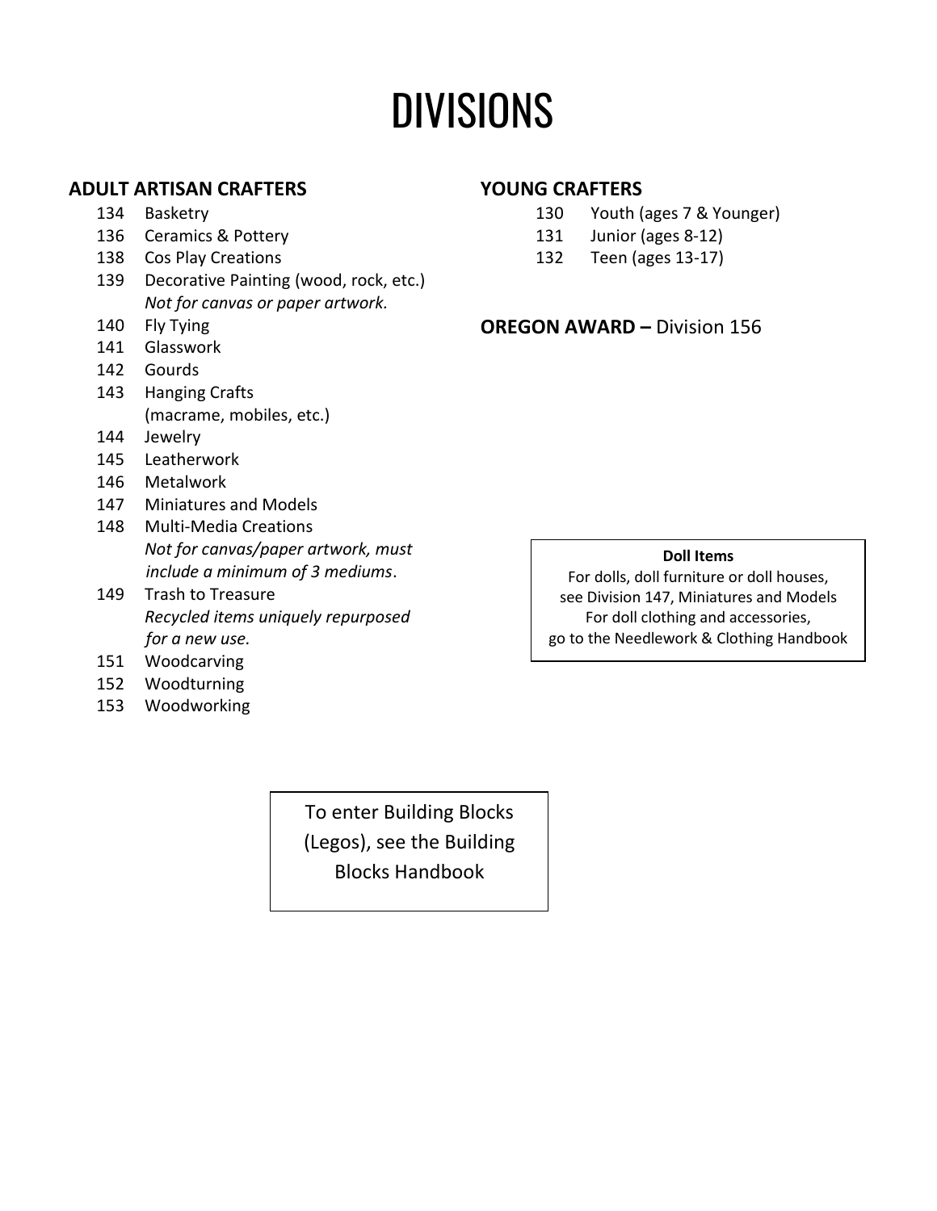# DIVISIONS

## ADULT ARTISAN CRAFTERS

- 134 Basketry
- 136 Ceramics & Pottery
- 138 Cos Play Creations
- 139 Decorative Painting (wood, rock, etc.)
  *Not for canvas or paper artwork.*
- 140 Fly Tying
- 141 Glasswork
- 142 Gourds
- 143 Hanging Crafts
  (macrame, mobiles, etc.)
- 144 Jewelry
- 145 Leatherwork
- 146 Metalwork
- 147 Miniatures and Models
- 148 Multi-Media Creations
  *Not for canvas/paper artwork, must include a minimum of 3 mediums*.
- 149 Trash to Treasure
  *Recycled items uniquely repurposed for a new use.*
- 151 Woodcarving
- 152 Woodturning
- 153 Woodworking

## YOUNG CRAFTERS

- 130 Youth (ages 7 & Younger)
- 131 Junior (ages 8-12)
- 132 Teen (ages 13-17)

**OREGON AWARD –** Division 156

**Doll Items**

For dolls, doll furniture or doll houses,
see Division 147, Miniatures and Models
For doll clothing and accessories,
go to the Needlework & Clothing Handbook

To enter Building Blocks (Legos), see the Building Blocks Handbook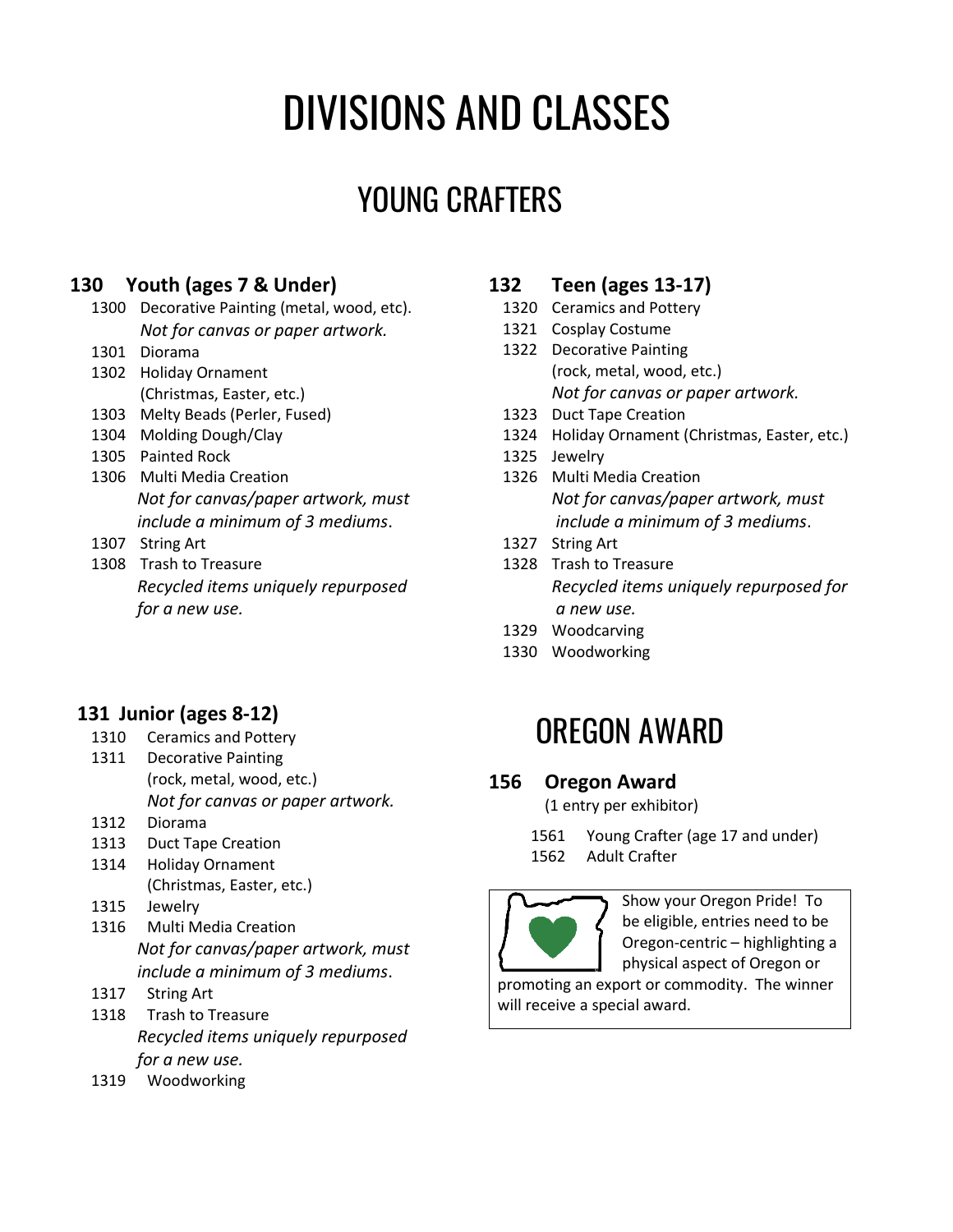# DIVISIONS AND CLASSES

## YOUNG CRAFTERS

### 130 Youth (ages 7 & Under)

- 1300 Decorative Painting (metal, wood, etc).
  *Not for canvas or paper artwork.*
- 1301 Diorama
- 1302 Holiday Ornament
  (Christmas, Easter, etc.)
- 1303 Melty Beads (Perler, Fused)
- 1304 Molding Dough/Clay
- 1305 Painted Rock
- 1306 Multi Media Creation
  *Not for canvas/paper artwork, must include a minimum of 3 mediums*.
- 1307 String Art
- 1308 Trash to Treasure
  *Recycled items uniquely repurposed for a new use.*

### 131 Junior (ages 8-12)

- 1310 Ceramics and Pottery
- 1311 Decorative Painting
  (rock, metal, wood, etc.)
  *Not for canvas or paper artwork.*
- 1312 Diorama
- 1313 Duct Tape Creation
- 1314 Holiday Ornament
  (Christmas, Easter, etc.)
- 1315 Jewelry
- 1316 Multi Media Creation
  *Not for canvas/paper artwork, must include a minimum of 3 mediums*.
- 1317 String Art
- 1318 Trash to Treasure
  *Recycled items uniquely repurposed for a new use.*
- 1319 Woodworking

### 132 Teen (ages 13-17)

- 1320 Ceramics and Pottery
- 1321 Cosplay Costume
- 1322 Decorative Painting
  (rock, metal, wood, etc.)
  *Not for canvas or paper artwork.*
- 1323 Duct Tape Creation
- 1324 Holiday Ornament (Christmas, Easter, etc.)
- 1325 Jewelry
- 1326 Multi Media Creation
  *Not for canvas/paper artwork, must include a minimum of 3 mediums*.
- 1327 String Art
- 1328 Trash to Treasure
  *Recycled items uniquely repurposed for a new use.*
- 1329 Woodcarving
- 1330 Woodworking

## OREGON AWARD

### 156 Oregon Award

(1 entry per exhibitor)

- 1561 Young Crafter (age 17 and under)
- 1562 Adult Crafter

Show your Oregon Pride! To be eligible, entries need to be Oregon-centric – highlighting a physical aspect of Oregon or promoting an export or commodity. The winner will receive a special award.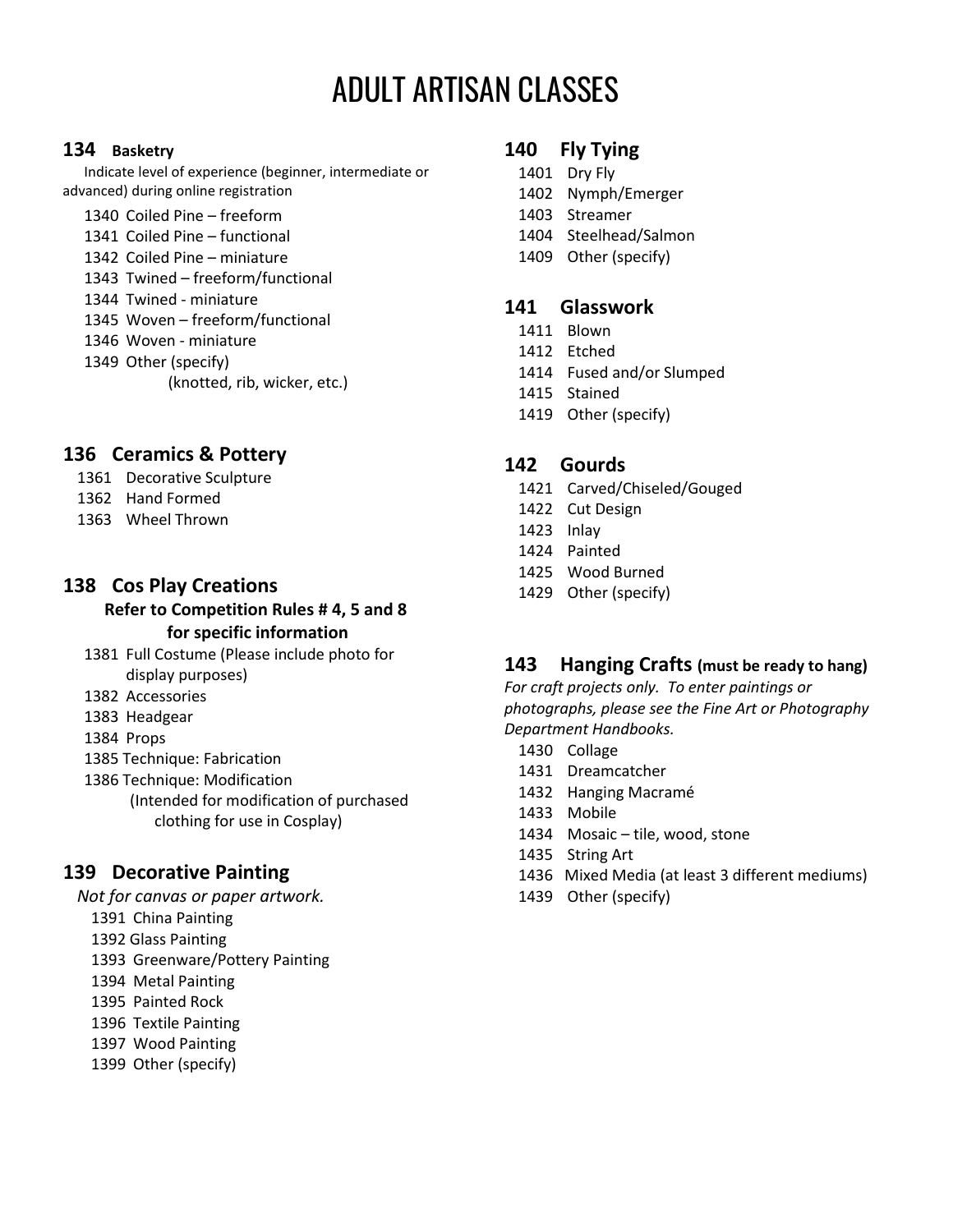# ADULT ARTISAN CLASSES

## 134 Basketry

Indicate level of experience (beginner, intermediate or advanced) during online registration

- 1340 Coiled Pine – freeform
- 1341 Coiled Pine – functional
- 1342 Coiled Pine – miniature
- 1343 Twined – freeform/functional
- 1344 Twined - miniature
- 1345 Woven – freeform/functional
- 1346 Woven - miniature
- 1349 Other (specify) (knotted, rib, wicker, etc.)

## 136 Ceramics & Pottery

- 1361 Decorative Sculpture
- 1362 Hand Formed
- 1363 Wheel Thrown

## 138 Cos Play Creations

**Refer to Competition Rules # 4, 5 and 8 for specific information**

- 1381 Full Costume (Please include photo for display purposes)
- 1382 Accessories
- 1383 Headgear
- 1384 Props
- 1385 Technique: Fabrication
- 1386 Technique: Modification (Intended for modification of purchased clothing for use in Cosplay)

## 139 Decorative Painting

*Not for canvas or paper artwork.*

- 1391 China Painting
- 1392 Glass Painting
- 1393 Greenware/Pottery Painting
- 1394 Metal Painting
- 1395 Painted Rock
- 1396 Textile Painting
- 1397 Wood Painting
- 1399 Other (specify)

## 140 Fly Tying

- 1401 Dry Fly
- 1402 Nymph/Emerger
- 1403 Streamer
- 1404 Steelhead/Salmon
- 1409 Other (specify)

## 141 Glasswork

- 1411 Blown
- 1412 Etched
- 1414 Fused and/or Slumped
- 1415 Stained
- 1419 Other (specify)

## 142 Gourds

- 1421 Carved/Chiseled/Gouged
- 1422 Cut Design
- 1423 Inlay
- 1424 Painted
- 1425 Wood Burned
- 1429 Other (specify)

## 143 Hanging Crafts (must be ready to hang)

*For craft projects only. To enter paintings or photographs, please see the Fine Art or Photography Department Handbooks.*

- 1430 Collage
- 1431 Dreamcatcher
- 1432 Hanging Macramé
- 1433 Mobile
- 1434 Mosaic – tile, wood, stone
- 1435 String Art
- 1436 Mixed Media (at least 3 different mediums)
- 1439 Other (specify)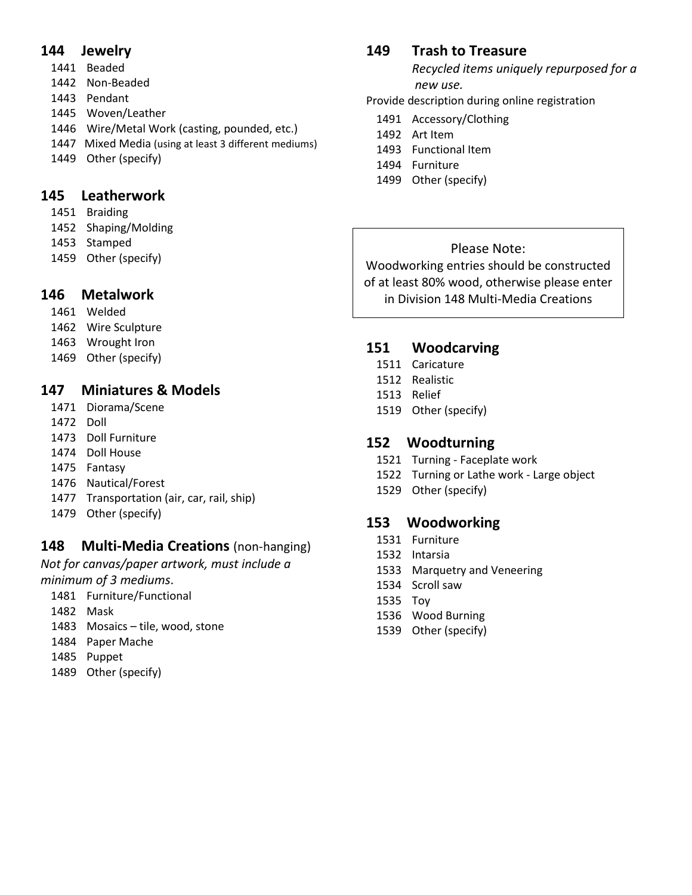## 144 Jewelry

- 1441 Beaded
- 1442 Non-Beaded
- 1443 Pendant
- 1445 Woven/Leather
- 1446 Wire/Metal Work (casting, pounded, etc.)
- 1447 Mixed Media (using at least 3 different mediums)
- 1449 Other (specify)

## 145 Leatherwork

- 1451 Braiding
- 1452 Shaping/Molding
- 1453 Stamped
- 1459 Other (specify)

## 146 Metalwork

- 1461 Welded
- 1462 Wire Sculpture
- 1463 Wrought Iron
- 1469 Other (specify)

## 147 Miniatures & Models

- 1471 Diorama/Scene
- 1472 Doll
- 1473 Doll Furniture
- 1474 Doll House
- 1475 Fantasy
- 1476 Nautical/Forest
- 1477 Transportation (air, car, rail, ship)
- 1479 Other (specify)

## 148 Multi-Media Creations (non-hanging)

*Not for canvas/paper artwork, must include a minimum of 3 mediums.*

- 1481 Furniture/Functional
- 1482 Mask
- 1483 Mosaics – tile, wood, stone
- 1484 Paper Mache
- 1485 Puppet
- 1489 Other (specify)

## 149 Trash to Treasure

*Recycled items uniquely repurposed for a new use.*

Provide description during online registration

- 1491 Accessory/Clothing
- 1492 Art Item
- 1493 Functional Item
- 1494 Furniture
- 1499 Other (specify)

> Please Note:
> Woodworking entries should be constructed of at least 80% wood, otherwise please enter in Division 148 Multi-Media Creations

## 151 Woodcarving

- 1511 Caricature
- 1512 Realistic
- 1513 Relief
- 1519 Other (specify)

## 152 Woodturning

- 1521 Turning - Faceplate work
- 1522 Turning or Lathe work - Large object
- 1529 Other (specify)

## 153 Woodworking

- 1531 Furniture
- 1532 Intarsia
- 1533 Marquetry and Veneering
- 1534 Scroll saw
- 1535 Toy
- 1536 Wood Burning
- 1539 Other (specify)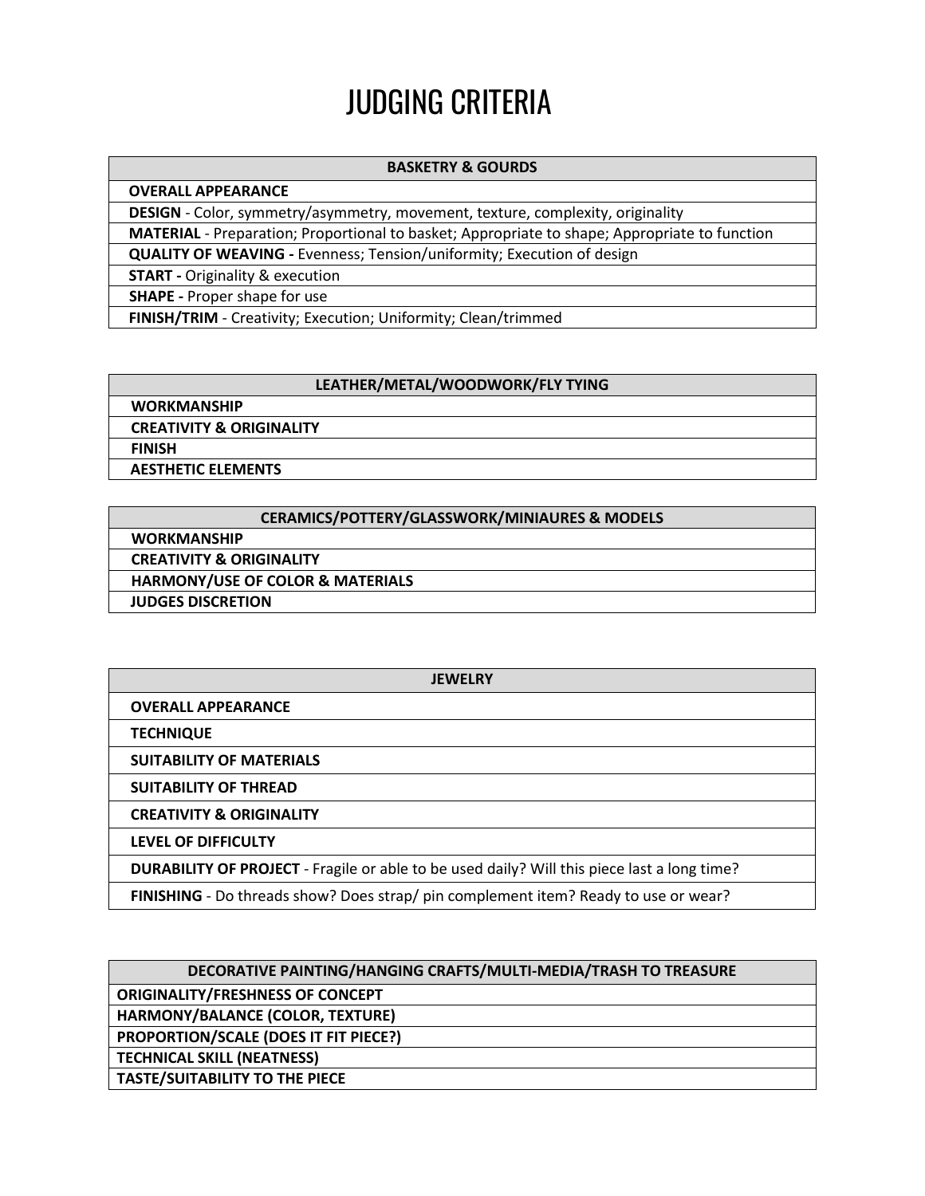# JUDGING CRITERIA

| BASKETRY & GOURDS |
|---|
| **OVERALL APPEARANCE** |
| **DESIGN** - Color, symmetry/asymmetry, movement, texture, complexity, originality |
| **MATERIAL** - Preparation; Proportional to basket; Appropriate to shape; Appropriate to function |
| **QUALITY OF WEAVING -** Evenness; Tension/uniformity; Execution of design |
| **START -** Originality & execution |
| **SHAPE -** Proper shape for use |
| **FINISH/TRIM** - Creativity; Execution; Uniformity; Clean/trimmed |

| LEATHER/METAL/WOODWORK/FLY TYING |
|---|
| **WORKMANSHIP** |
| **CREATIVITY & ORIGINALITY** |
| **FINISH** |
| **AESTHETIC ELEMENTS** |

| CERAMICS/POTTERY/GLASSWORK/MINIAURES & MODELS |
|---|
| **WORKMANSHIP** |
| **CREATIVITY & ORIGINALITY** |
| **HARMONY/USE OF COLOR & MATERIALS** |
| **JUDGES DISCRETION** |

| JEWELRY |
|---|
| **OVERALL APPEARANCE** |
| **TECHNIQUE** |
| **SUITABILITY OF MATERIALS** |
| **SUITABILITY OF THREAD** |
| **CREATIVITY & ORIGINALITY** |
| **LEVEL OF DIFFICULTY** |
| **DURABILITY OF PROJECT** - Fragile or able to be used daily? Will this piece last a long time? |
| **FINISHING** - Do threads show? Does strap/ pin complement item? Ready to use or wear? |

| DECORATIVE PAINTING/HANGING CRAFTS/MULTI-MEDIA/TRASH TO TREASURE |
|---|
| **ORIGINALITY/FRESHNESS OF CONCEPT** |
| **HARMONY/BALANCE (COLOR, TEXTURE)** |
| **PROPORTION/SCALE (DOES IT FIT PIECE?)** |
| **TECHNICAL SKILL (NEATNESS)** |
| **TASTE/SUITABILITY TO THE PIECE** |